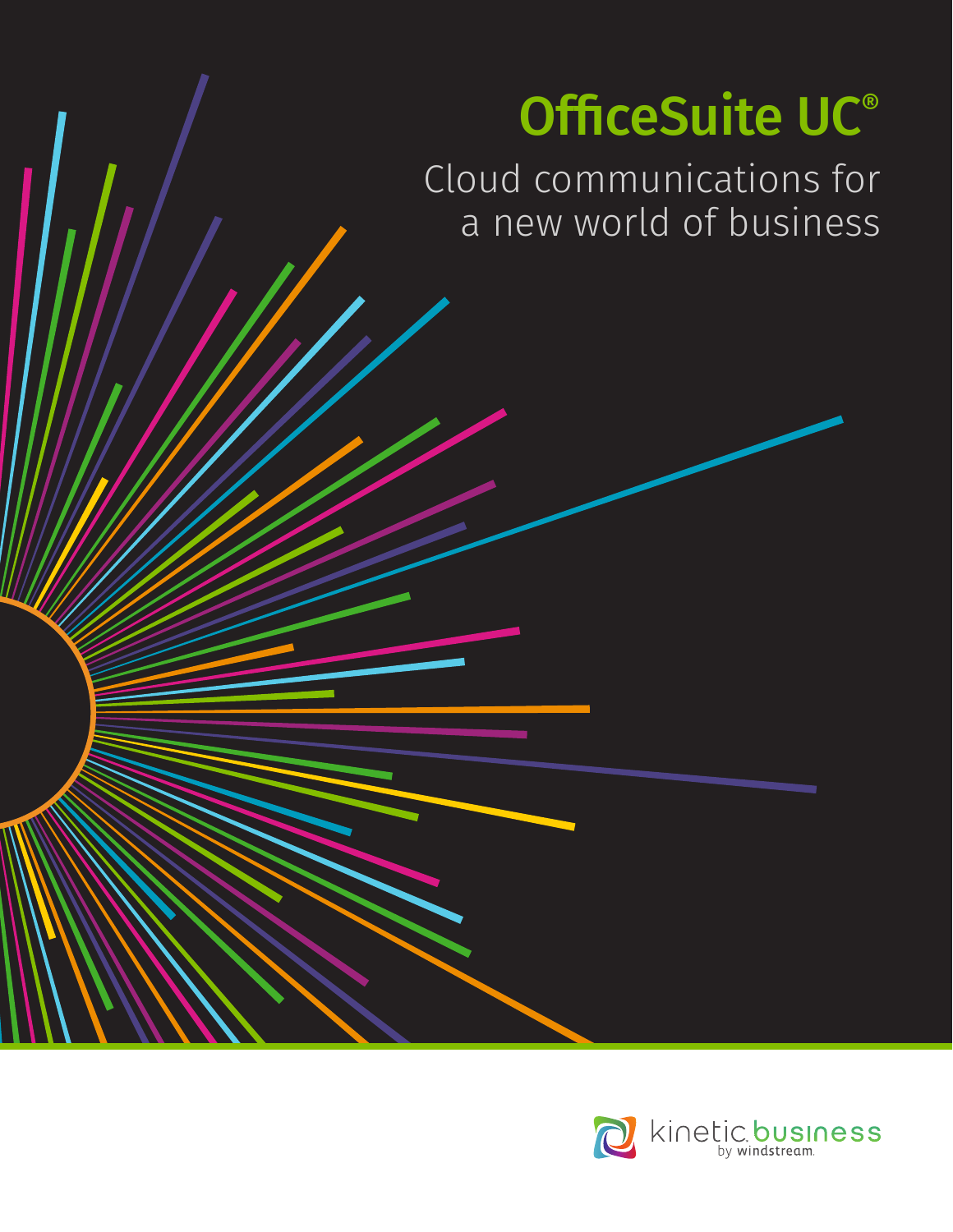# OfficeSuite UC®

Cloud communications for a new world of business

kinetic business by windstream.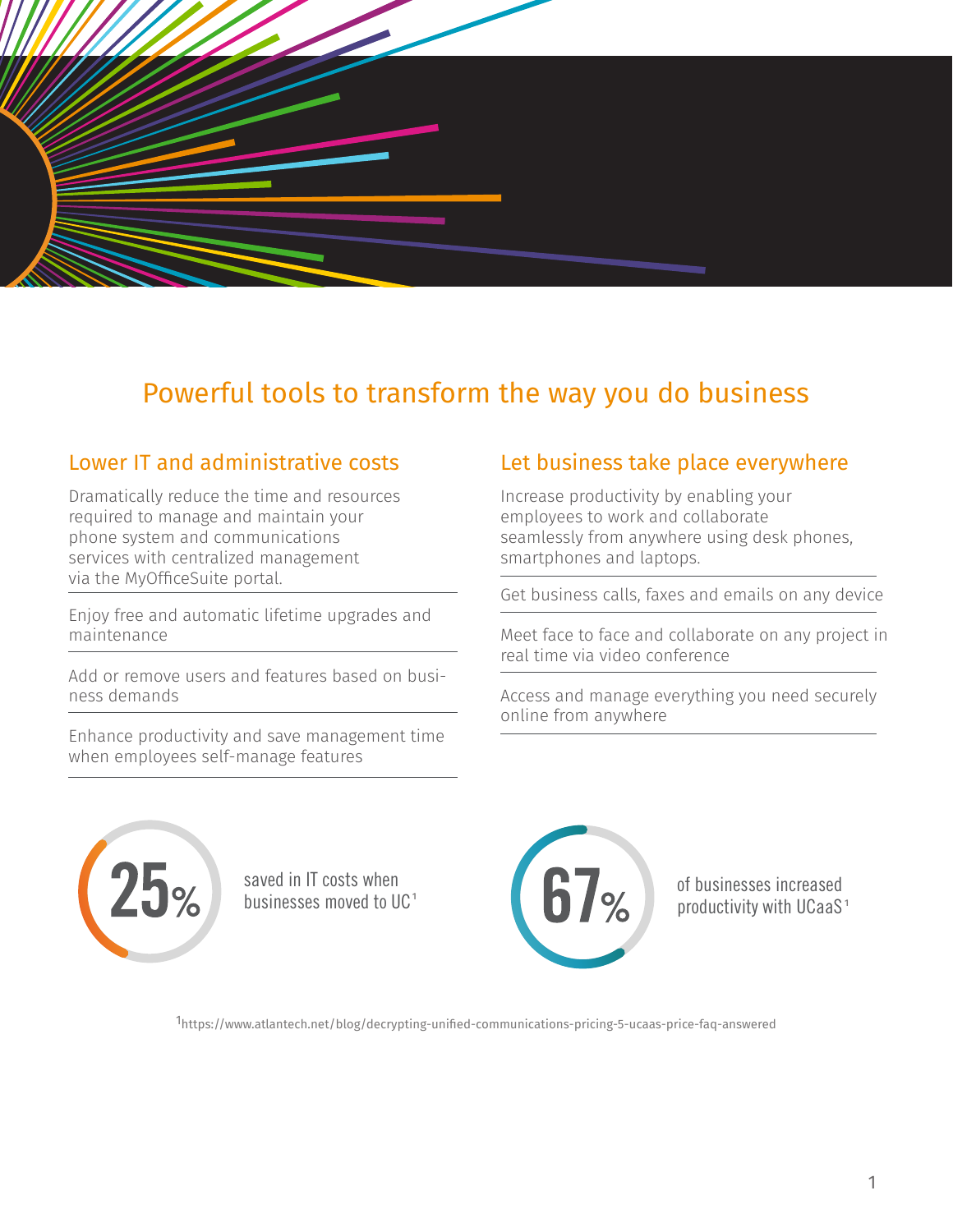# Powerful tools to transform the way you do business

## Lower IT and administrative costs

Dramatically reduce the time and resources required to manage and maintain your phone system and communications services with centralized management via the MyOfficeSuite portal.

Enjoy free and automatic lifetime upgrades and maintenance

Add or remove users and features based on business demands

Enhance productivity and save management time when employees self-manage features

## Let business take place everywhere

Increase productivity by enabling your employees to work and collaborate seamlessly from anywhere using desk phones, smartphones and laptops.

Get business calls, faxes and emails on any device

Meet face to face and collaborate on any project in real time via video conference

Access and manage everything you need securely online from anywhere

**25%** saved in IT costs when businesses moved to UC[1]

**67%** of businesses increased productivity with UCaaS[1]

[1]https://www.atlantech.net/blog/decrypting-unified-communications-pricing-5-ucaas-price-faq-answered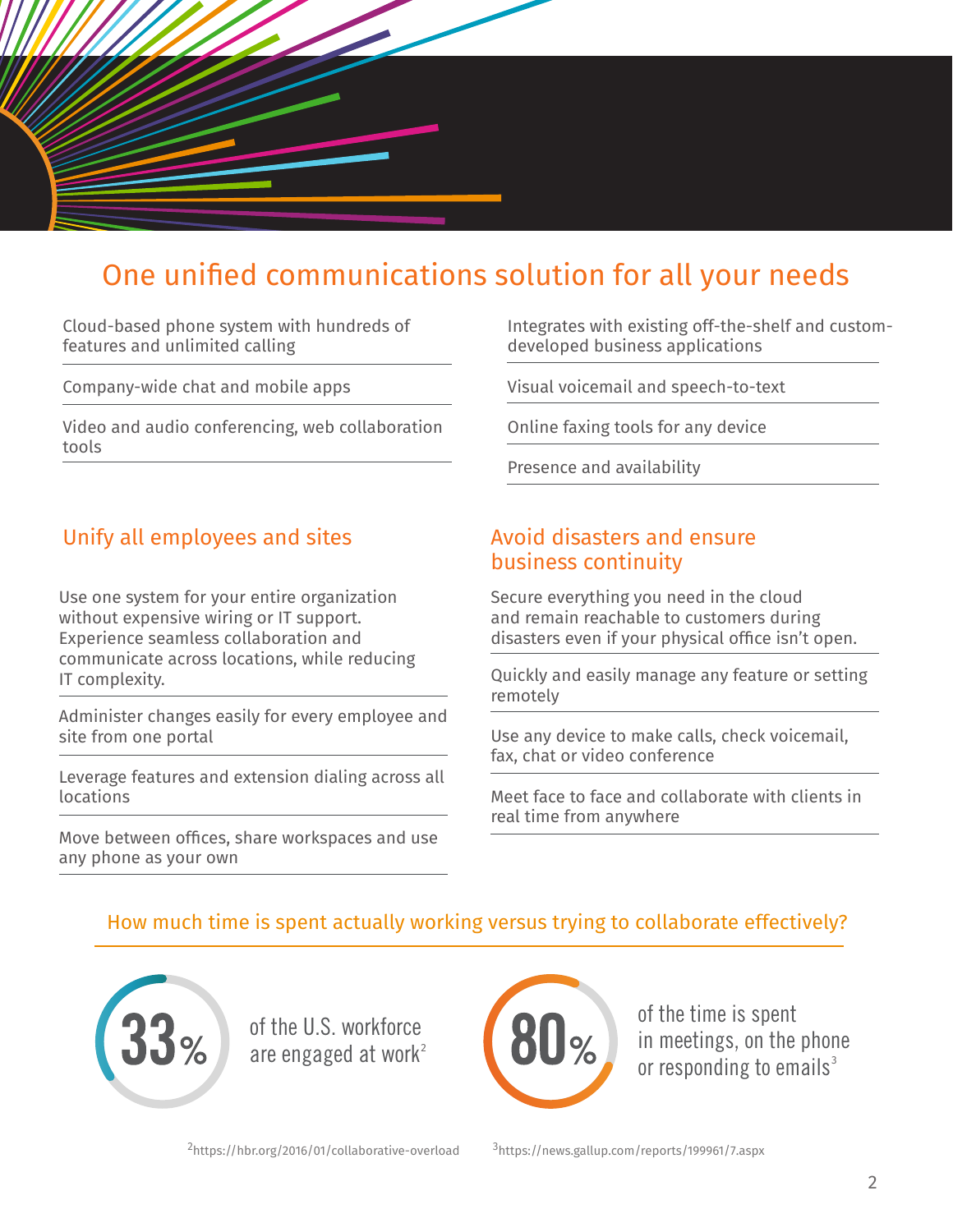# One unified communications solution for all your needs

- Cloud-based phone system with hundreds of features and unlimited calling
- Company-wide chat and mobile apps
- Video and audio conferencing, web collaboration tools
- Integrates with existing off-the-shelf and custom-developed business applications
- Visual voicemail and speech-to-text
- Online faxing tools for any device
- Presence and availability

## Unify all employees and sites

Use one system for your entire organization without expensive wiring or IT support. Experience seamless collaboration and communicate across locations, while reducing IT complexity.

Administer changes easily for every employee and site from one portal

Leverage features and extension dialing across all locations

Move between offices, share workspaces and use any phone as your own

## Avoid disasters and ensure business continuity

Secure everything you need in the cloud and remain reachable to customers during disasters even if your physical office isn't open.

Quickly and easily manage any feature or setting remotely

Use any device to make calls, check voicemail, fax, chat or video conference

Meet face to face and collaborate with clients in real time from anywhere

## How much time is spent actually working versus trying to collaborate effectively?

**33%** of the U.S. workforce are engaged at work[2]

**80%** of the time is spent in meetings, on the phone or responding to emails[3]

[2]https://hbr.org/2016/01/collaborative-overload

[3]https://news.gallup.com/reports/199961/7.aspx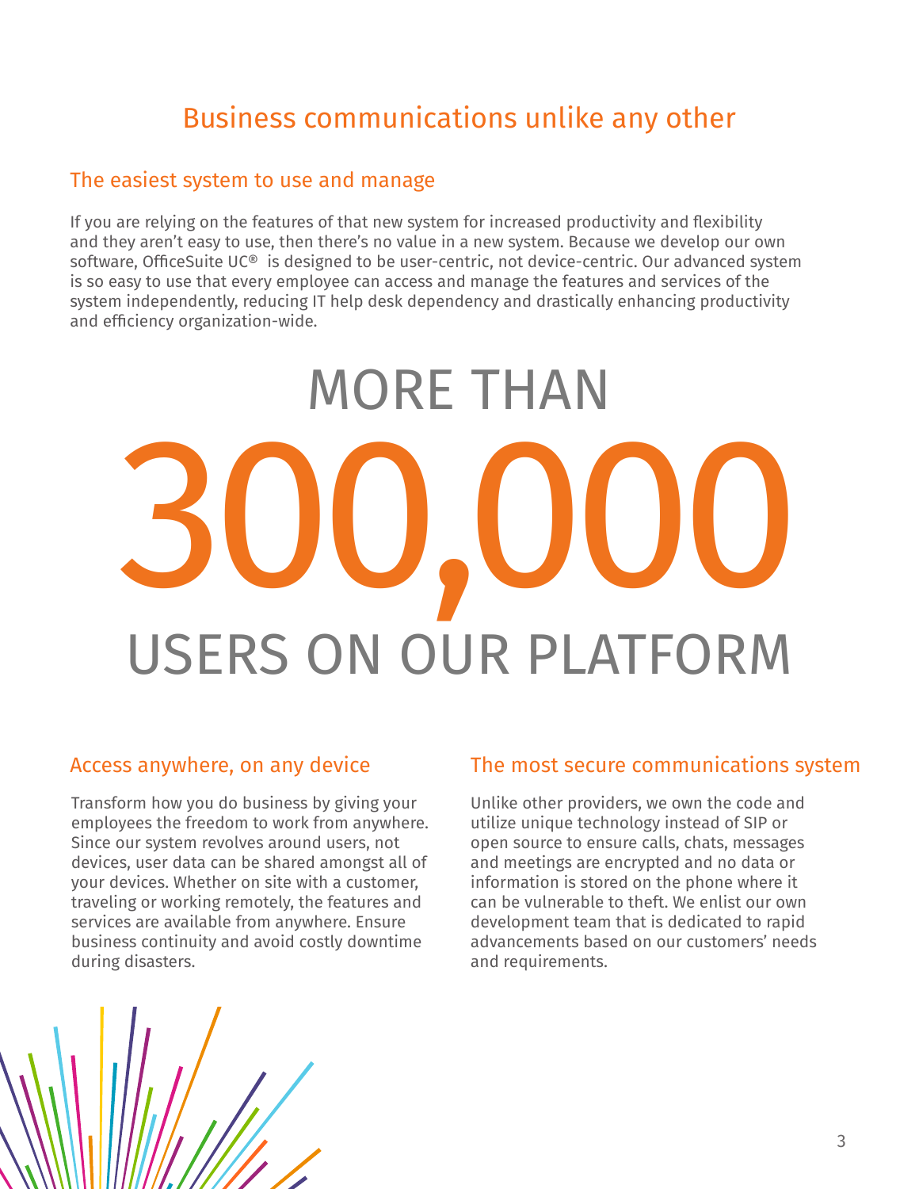# Business communications unlike any other

## The easiest system to use and manage

If you are relying on the features of that new system for increased productivity and flexibility and they aren't easy to use, then there's no value in a new system. Because we develop our own software, OfficeSuite UC® is designed to be user-centric, not device-centric. Our advanced system is so easy to use that every employee can access and manage the features and services of the system independently, reducing IT help desk dependency and drastically enhancing productivity and efficiency organization-wide.

MORE THAN

# 300,000

USERS ON OUR PLATFORM

## Access anywhere, on any device

Transform how you do business by giving your employees the freedom to work from anywhere. Since our system revolves around users, not devices, user data can be shared amongst all of your devices. Whether on site with a customer, traveling or working remotely, the features and services are available from anywhere. Ensure business continuity and avoid costly downtime during disasters.

## The most secure communications system

Unlike other providers, we own the code and utilize unique technology instead of SIP or open source to ensure calls, chats, messages and meetings are encrypted and no data or information is stored on the phone where it can be vulnerable to theft. We enlist our own development team that is dedicated to rapid advancements based on our customers' needs and requirements.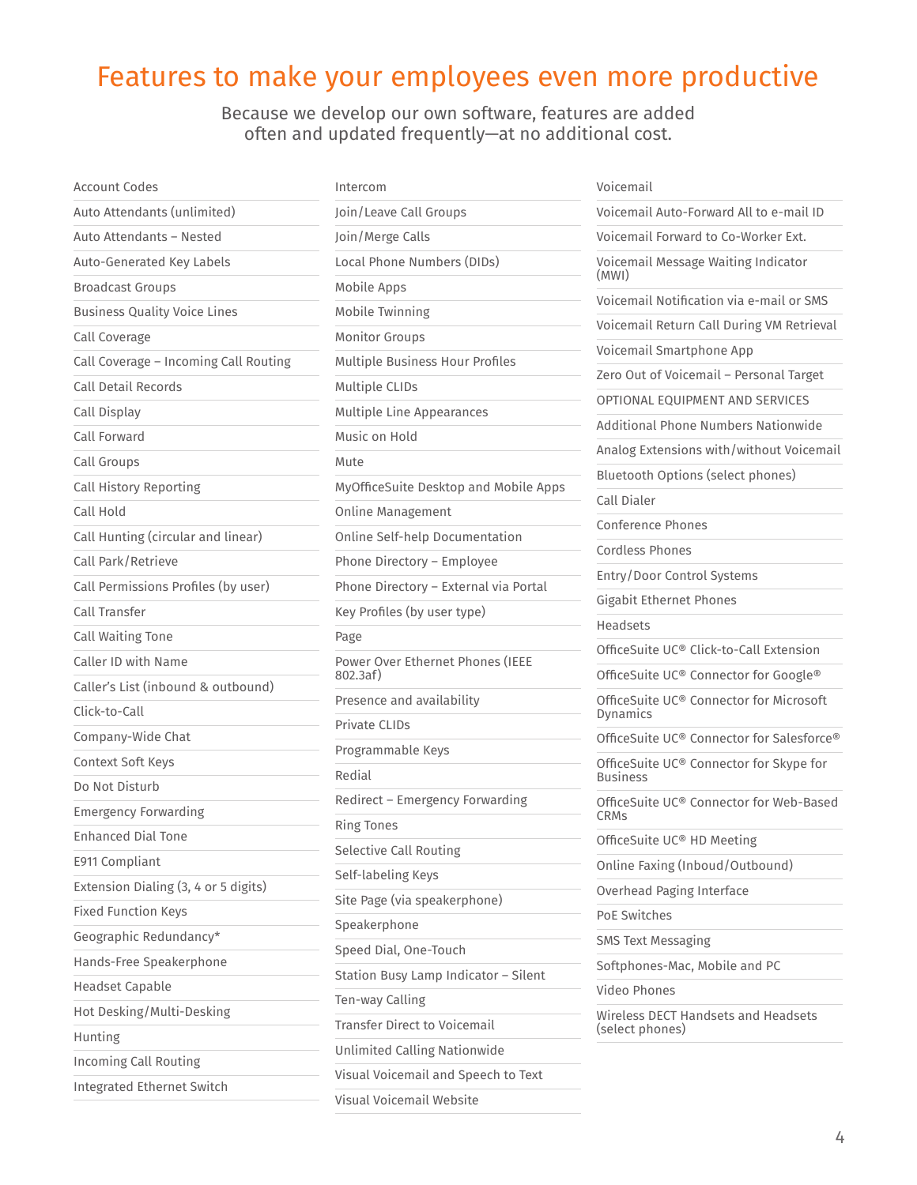# Features to make your employees even more productive

Because we develop our own software, features are added often and updated frequently—at no additional cost.

- Account Codes
- Auto Attendants (unlimited)
- Auto Attendants – Nested
- Auto-Generated Key Labels
- Broadcast Groups
- Business Quality Voice Lines
- Call Coverage
- Call Coverage – Incoming Call Routing
- Call Detail Records
- Call Display
- Call Forward
- Call Groups
- Call History Reporting
- Call Hold
- Call Hunting (circular and linear)
- Call Park/Retrieve
- Call Permissions Profiles (by user)
- Call Transfer
- Call Waiting Tone
- Caller ID with Name
- Caller's List (inbound & outbound)
- Click-to-Call
- Company-Wide Chat
- Context Soft Keys
- Do Not Disturb
- Emergency Forwarding
- Enhanced Dial Tone
- E911 Compliant
- Extension Dialing (3, 4 or 5 digits)
- Fixed Function Keys
- Geographic Redundancy*
- Hands-Free Speakerphone
- Headset Capable
- Hot Desking/Multi-Desking
- Hunting
- Incoming Call Routing
- Integrated Ethernet Switch
- Intercom
- Join/Leave Call Groups
- Join/Merge Calls
- Local Phone Numbers (DIDs)
- Mobile Apps
- Mobile Twinning
- Monitor Groups
- Multiple Business Hour Profiles
- Multiple CLIDs
- Multiple Line Appearances
- Music on Hold
- Mute
- MyOfficeSuite Desktop and Mobile Apps
- Online Management
- Online Self-help Documentation
- Phone Directory – Employee
- Phone Directory – External via Portal
- Key Profiles (by user type)
- Page
- Power Over Ethernet Phones (IEEE 802.3af)
- Presence and availability
- Private CLIDs
- Programmable Keys
- Redial
- Redirect – Emergency Forwarding
- Ring Tones
- Selective Call Routing
- Self-labeling Keys
- Site Page (via speakerphone)
- Speakerphone
- Speed Dial, One-Touch
- Station Busy Lamp Indicator – Silent
- Ten-way Calling
- Transfer Direct to Voicemail
- Unlimited Calling Nationwide
- Visual Voicemail and Speech to Text
- Visual Voicemail Website
- Voicemail
- Voicemail Auto-Forward All to e-mail ID
- Voicemail Forward to Co-Worker Ext.
- Voicemail Message Waiting Indicator (MWI)
- Voicemail Notification via e-mail or SMS
- Voicemail Return Call During VM Retrieval
- Voicemail Smartphone App
- Zero Out of Voicemail – Personal Target

OPTIONAL EQUIPMENT AND SERVICES

- Additional Phone Numbers Nationwide
- Analog Extensions with/without Voicemail
- Bluetooth Options (select phones)
- Call Dialer
- Conference Phones
- Cordless Phones
- Entry/Door Control Systems
- Gigabit Ethernet Phones
- Headsets
- OfficeSuite UC® Click-to-Call Extension
- OfficeSuite UC® Connector for Google®
- OfficeSuite UC® Connector for Microsoft Dynamics
- OfficeSuite UC® Connector for Salesforce®
- OfficeSuite UC® Connector for Skype for Business
- OfficeSuite UC® Connector for Web-Based CRMs
- OfficeSuite UC® HD Meeting
- Online Faxing (Inboud/Outbound)
- Overhead Paging Interface
- PoE Switches
- SMS Text Messaging
- Softphones-Mac, Mobile and PC
- Video Phones
- Wireless DECT Handsets and Headsets (select phones)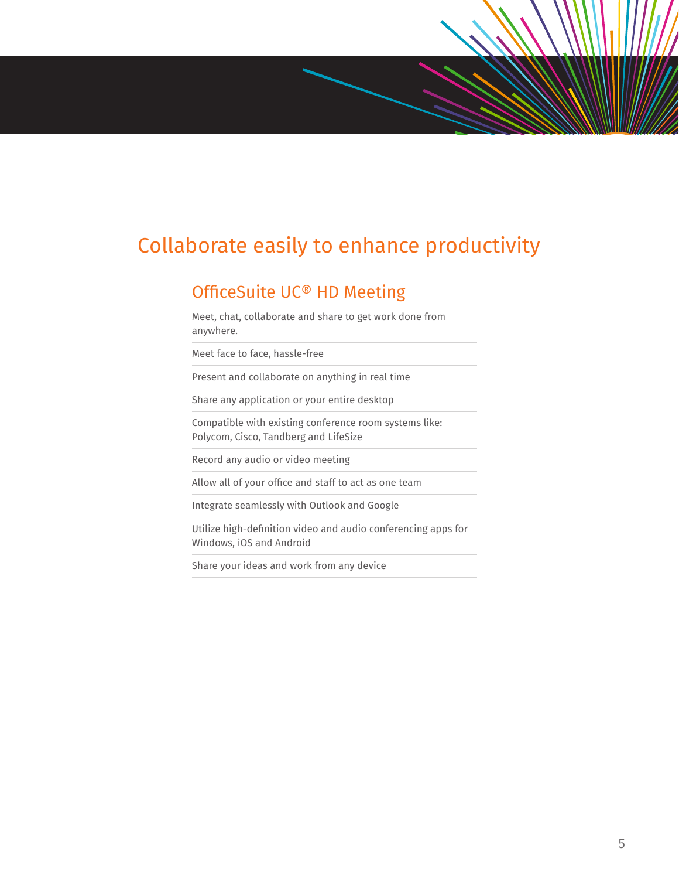# Collaborate easily to enhance productivity

## OfficeSuite UC® HD Meeting

Meet, chat, collaborate and share to get work done from anywhere.

- Meet face to face, hassle-free
- Present and collaborate on anything in real time
- Share any application or your entire desktop
- Compatible with existing conference room systems like: Polycom, Cisco, Tandberg and LifeSize
- Record any audio or video meeting
- Allow all of your office and staff to act as one team
- Integrate seamlessly with Outlook and Google
- Utilize high-definition video and audio conferencing apps for Windows, iOS and Android
- Share your ideas and work from any device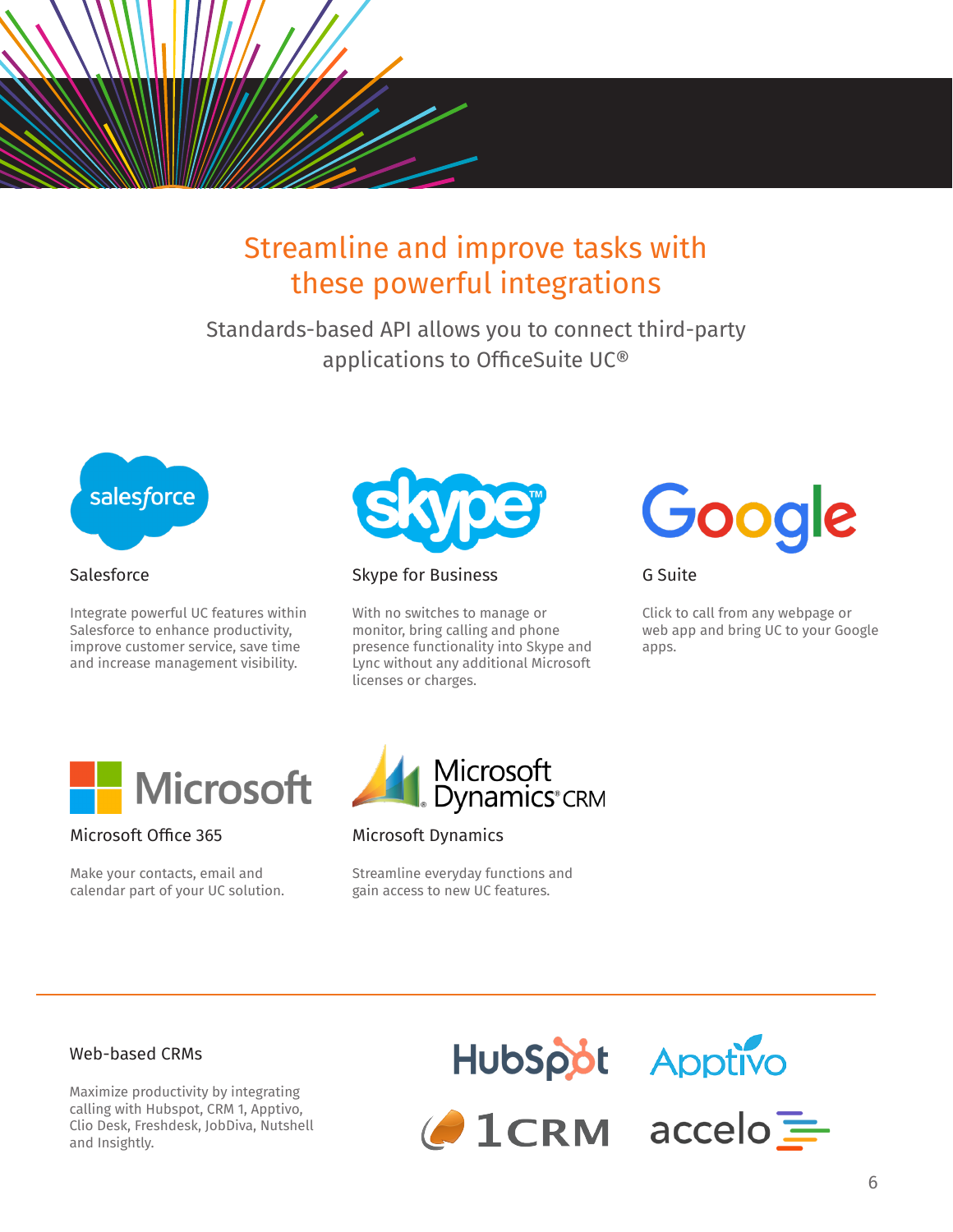# Streamline and improve tasks with these powerful integrations

Standards-based API allows you to connect third-party applications to OfficeSuite UC®

### Salesforce

Integrate powerful UC features within Salesforce to enhance productivity, improve customer service, save time and increase management visibility.

### Skype for Business

With no switches to manage or monitor, bring calling and phone presence functionality into Skype and Lync without any additional Microsoft licenses or charges.

### G Suite

Click to call from any webpage or web app and bring UC to your Google apps.

### Microsoft Office 365

Make your contacts, email and calendar part of your UC solution.

### Microsoft Dynamics

Streamline everyday functions and gain access to new UC features.

---

### Web-based CRMs

Maximize productivity by integrating calling with Hubspot, CRM 1, Apptivo, Clio Desk, Freshdesk, JobDiva, Nutshell and Insightly.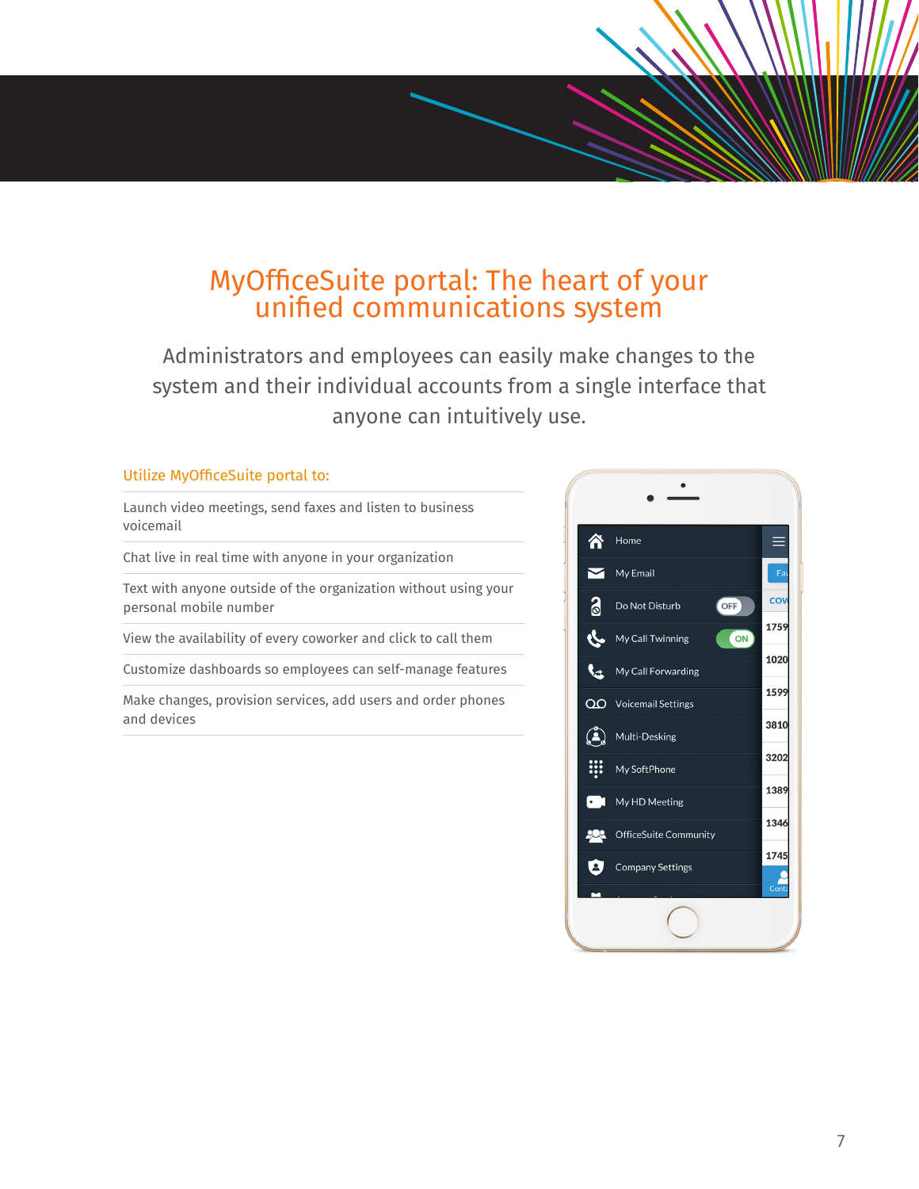# MyOfficeSuite portal: The heart of your unified communications system

Administrators and employees can easily make changes to the system and their individual accounts from a single interface that anyone can intuitively use.

## Utilize MyOfficeSuite portal to:

- Launch video meetings, send faxes and listen to business voicemail
- Chat live in real time with anyone in your organization
- Text with anyone outside of the organization without using your personal mobile number
- View the availability of every coworker and click to call them
- Customize dashboards so employees can self-manage features
- Make changes, provision services, add users and order phones and devices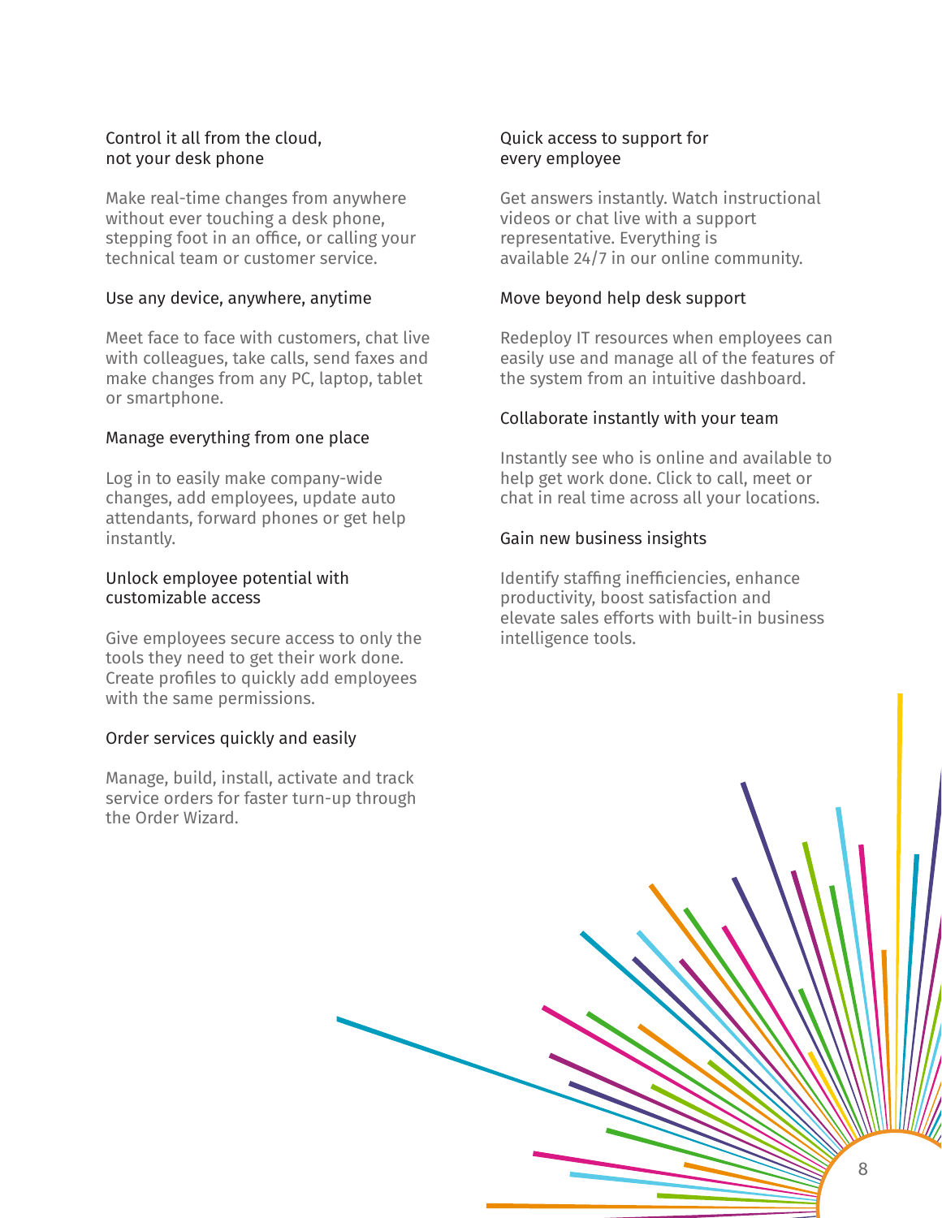### Control it all from the cloud, not your desk phone

Make real-time changes from anywhere without ever touching a desk phone, stepping foot in an office, or calling your technical team or customer service.

### Use any device, anywhere, anytime

Meet face to face with customers, chat live with colleagues, take calls, send faxes and make changes from any PC, laptop, tablet or smartphone.

### Manage everything from one place

Log in to easily make company-wide changes, add employees, update auto attendants, forward phones or get help instantly.

### Unlock employee potential with customizable access

Give employees secure access to only the tools they need to get their work done. Create profiles to quickly add employees with the same permissions.

### Order services quickly and easily

Manage, build, install, activate and track service orders for faster turn-up through the Order Wizard.

### Quick access to support for every employee

Get answers instantly. Watch instructional videos or chat live with a support representative. Everything is available 24/7 in our online community.

### Move beyond help desk support

Redeploy IT resources when employees can easily use and manage all of the features of the system from an intuitive dashboard.

### Collaborate instantly with your team

Instantly see who is online and available to help get work done. Click to call, meet or chat in real time across all your locations.

### Gain new business insights

Identify staffing inefficiencies, enhance productivity, boost satisfaction and elevate sales efforts with built-in business intelligence tools.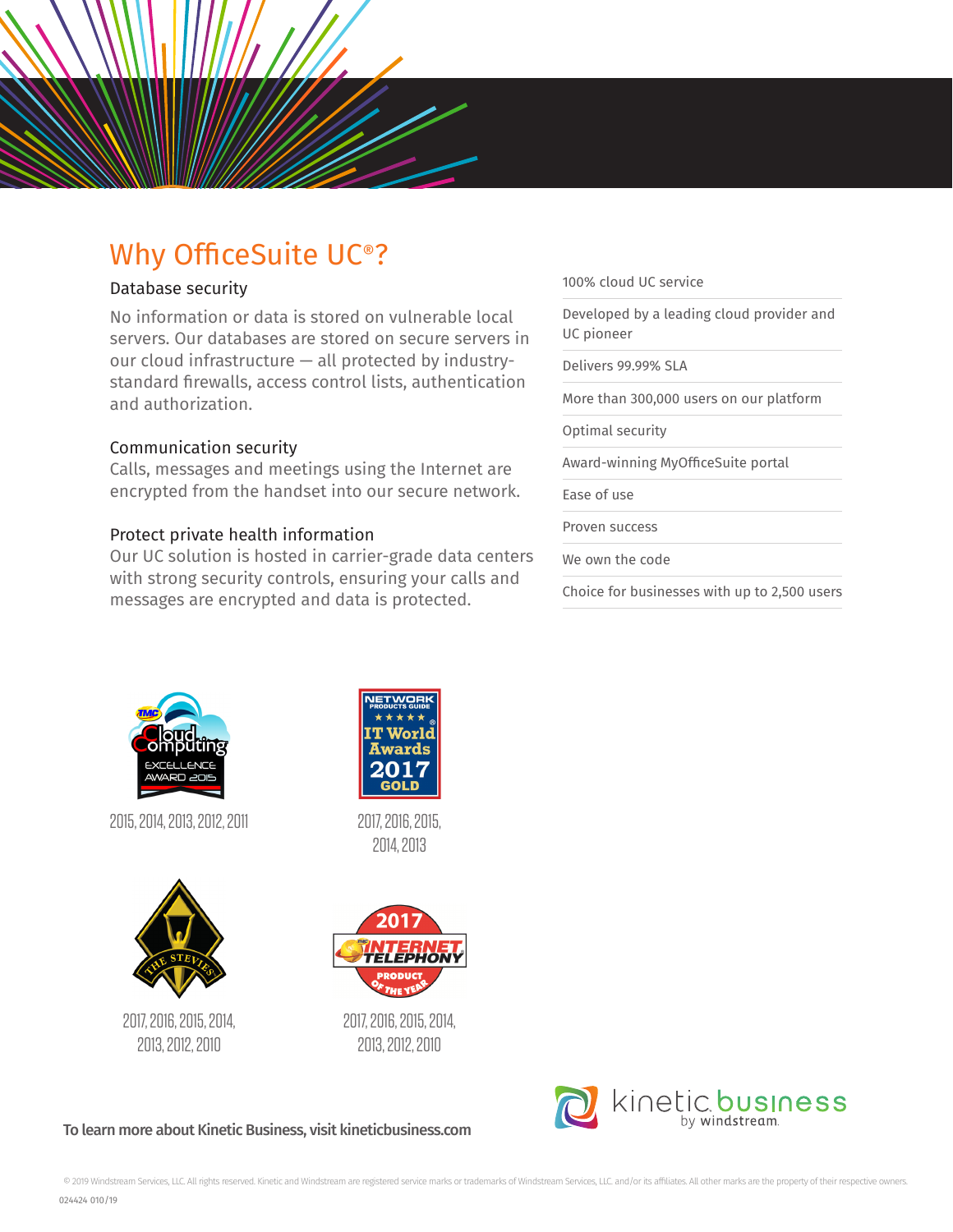## Why OfficeSuite UC®?

### Database security

No information or data is stored on vulnerable local servers. Our databases are stored on secure servers in our cloud infrastructure — all protected by industry-standard firewalls, access control lists, authentication and authorization.

### Communication security

Calls, messages and meetings using the Internet are encrypted from the handset into our secure network.

### Protect private health information

Our UC solution is hosted in carrier-grade data centers with strong security controls, ensuring your calls and messages are encrypted and data is protected.

- 100% cloud UC service
- Developed by a leading cloud provider and UC pioneer
- Delivers 99.99% SLA
- More than 300,000 users on our platform
- Optimal security
- Award-winning MyOfficeSuite portal
- Ease of use
- Proven success
- We own the code
- Choice for businesses with up to 2,500 users

TMC Cloud Computing Excellence Award 2015

2015, 2014, 2013, 2012, 2011

Network Products Guide IT World Awards 2017 Gold

2017, 2016, 2015, 2014, 2013

The Stevies

2017, 2016, 2015, 2014, 2013, 2012, 2010

2017 TMC Internet Telephony Product of the Year

2017, 2016, 2015, 2014, 2013, 2012, 2010

**To learn more about Kinetic Business, visit kineticbusiness.com**

kinetic business by windstream.

© 2019 Windstream Services, LLC. All rights reserved. Kinetic and Windstream are registered service marks or trademarks of Windstream Services, LLC. and/or its affiliates. All other marks are the property of their respective owners.

024424 010/19